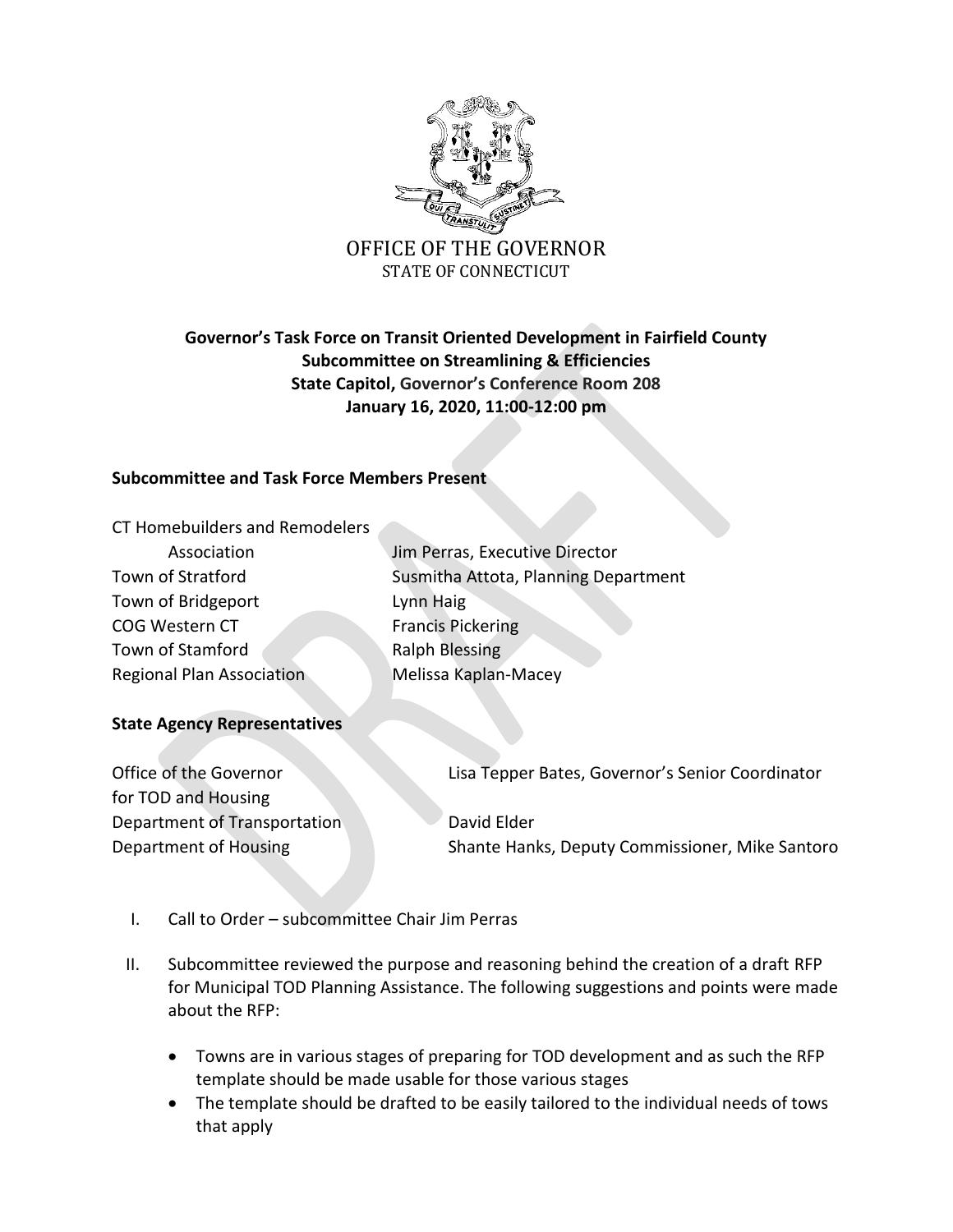OFFICE OF THE GOVERNOR
STATE OF CONNECTICUT

**Governor's Task Force on Transit Oriented Development in Fairfield County**
**Subcommittee on Streamlining & Efficiencies**
**State Capitol, Governor's Conference Room 208**
**January 16, 2020, 11:00-12:00 pm**

**Subcommittee and Task Force Members Present**

| | |
|---|---|
| CT Homebuilders and Remodelers Association | Jim Perras, Executive Director |
| Town of Stratford | Susmitha Attota, Planning Department |
| Town of Bridgeport | Lynn Haig |
| COG Western CT | Francis Pickering |
| Town of Stamford | Ralph Blessing |
| Regional Plan Association | Melissa Kaplan-Macey |

**State Agency Representatives**

| | |
|---|---|
| Office of the Governor for TOD and Housing | Lisa Tepper Bates, Governor's Senior Coordinator |
| Department of Transportation | David Elder |
| Department of Housing | Shante Hanks, Deputy Commissioner, Mike Santoro |

I. Call to Order – subcommittee Chair Jim Perras

II. Subcommittee reviewed the purpose and reasoning behind the creation of a draft RFP for Municipal TOD Planning Assistance. The following suggestions and points were made about the RFP:

- Towns are in various stages of preparing for TOD development and as such the RFP template should be made usable for those various stages
- The template should be drafted to be easily tailored to the individual needs of tows that apply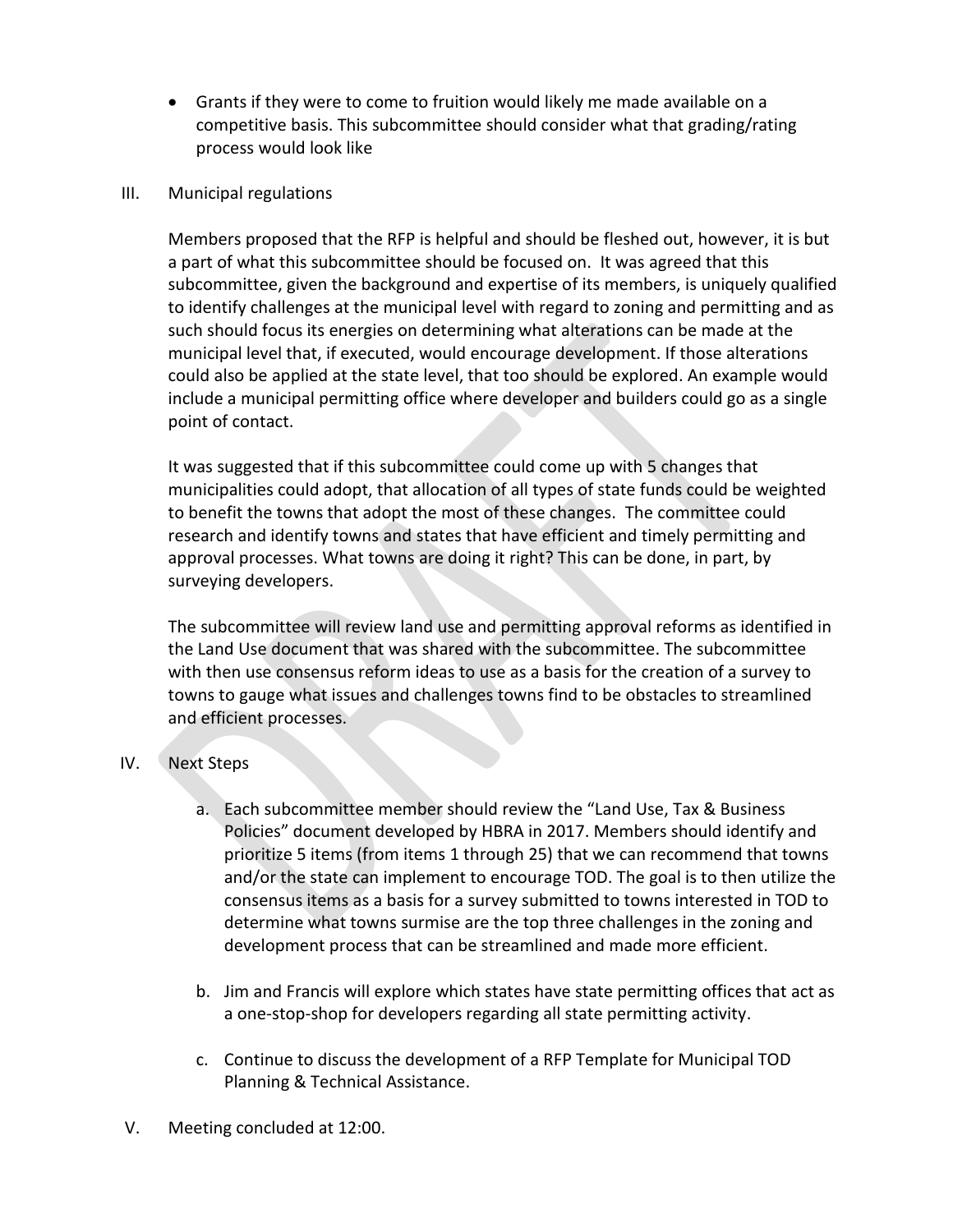- Grants if they were to come to fruition would likely me made available on a competitive basis. This subcommittee should consider what that grading/rating process would look like

III. Municipal regulations

Members proposed that the RFP is helpful and should be fleshed out, however, it is but a part of what this subcommittee should be focused on. It was agreed that this subcommittee, given the background and expertise of its members, is uniquely qualified to identify challenges at the municipal level with regard to zoning and permitting and as such should focus its energies on determining what alterations can be made at the municipal level that, if executed, would encourage development. If those alterations could also be applied at the state level, that too should be explored. An example would include a municipal permitting office where developer and builders could go as a single point of contact.

It was suggested that if this subcommittee could come up with 5 changes that municipalities could adopt, that allocation of all types of state funds could be weighted to benefit the towns that adopt the most of these changes. The committee could research and identify towns and states that have efficient and timely permitting and approval processes. What towns are doing it right? This can be done, in part, by surveying developers.

The subcommittee will review land use and permitting approval reforms as identified in the Land Use document that was shared with the subcommittee. The subcommittee with then use consensus reform ideas to use as a basis for the creation of a survey to towns to gauge what issues and challenges towns find to be obstacles to streamlined and efficient processes.

IV. Next Steps

a. Each subcommittee member should review the "Land Use, Tax & Business Policies" document developed by HBRA in 2017. Members should identify and prioritize 5 items (from items 1 through 25) that we can recommend that towns and/or the state can implement to encourage TOD. The goal is to then utilize the consensus items as a basis for a survey submitted to towns interested in TOD to determine what towns surmise are the top three challenges in the zoning and development process that can be streamlined and made more efficient.

b. Jim and Francis will explore which states have state permitting offices that act as a one-stop-shop for developers regarding all state permitting activity.

c. Continue to discuss the development of a RFP Template for Municipal TOD Planning & Technical Assistance.

V. Meeting concluded at 12:00.